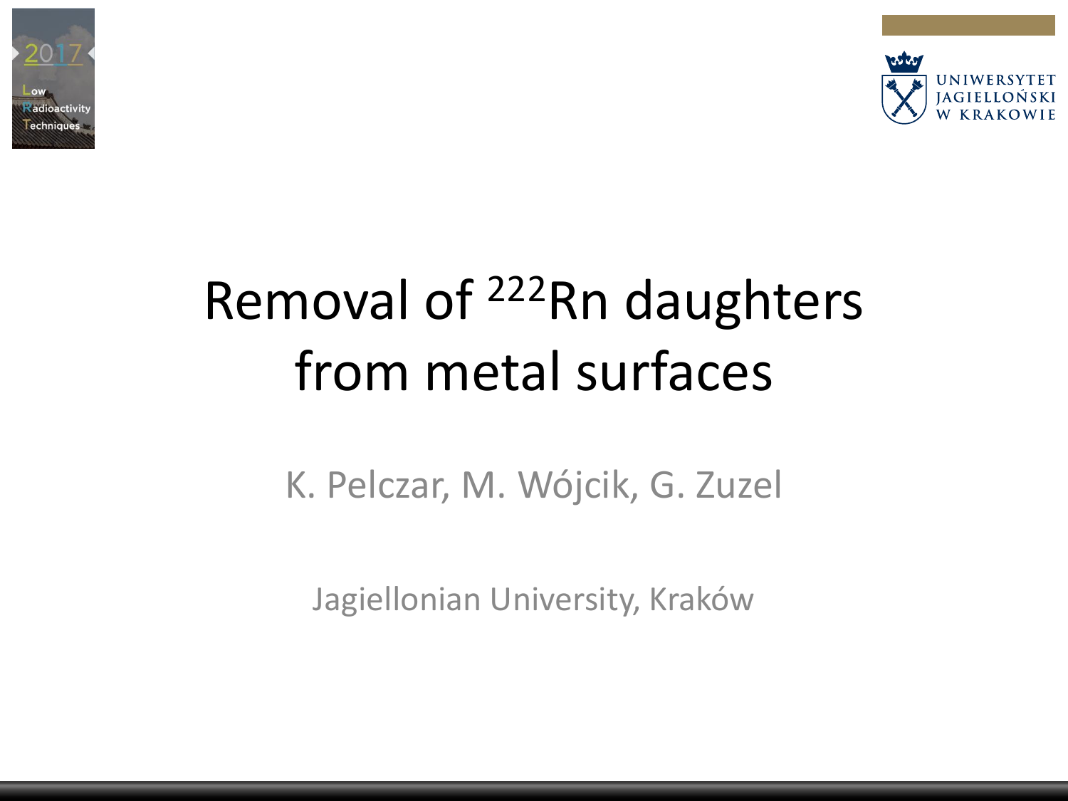# Removal of $^{222}$Rn daughters from metal surfaces

K. Pelczar, M. Wójcik, G. Zuzel

Jagiellonian University, Kraków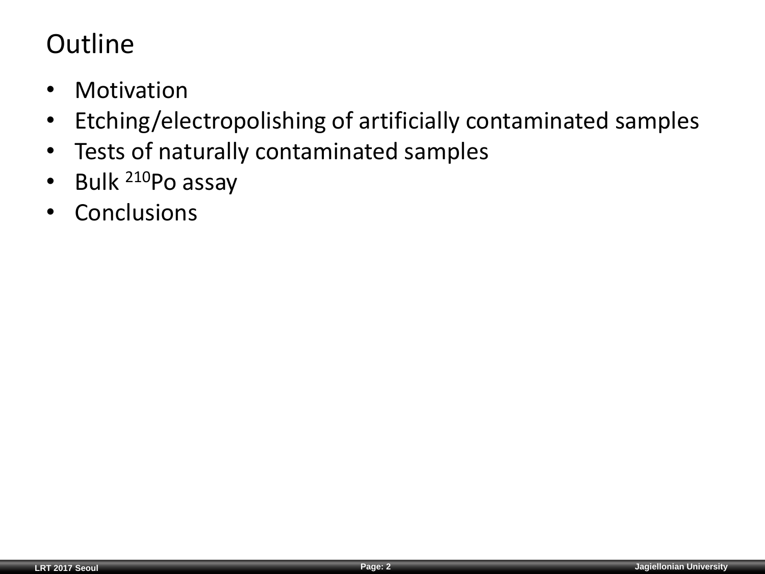# Outline

- Motivation
- Etching/electropolishing of artificially contaminated samples
- Tests of naturally contaminated samples
- Bulk $^{210}$Po assay
- Conclusions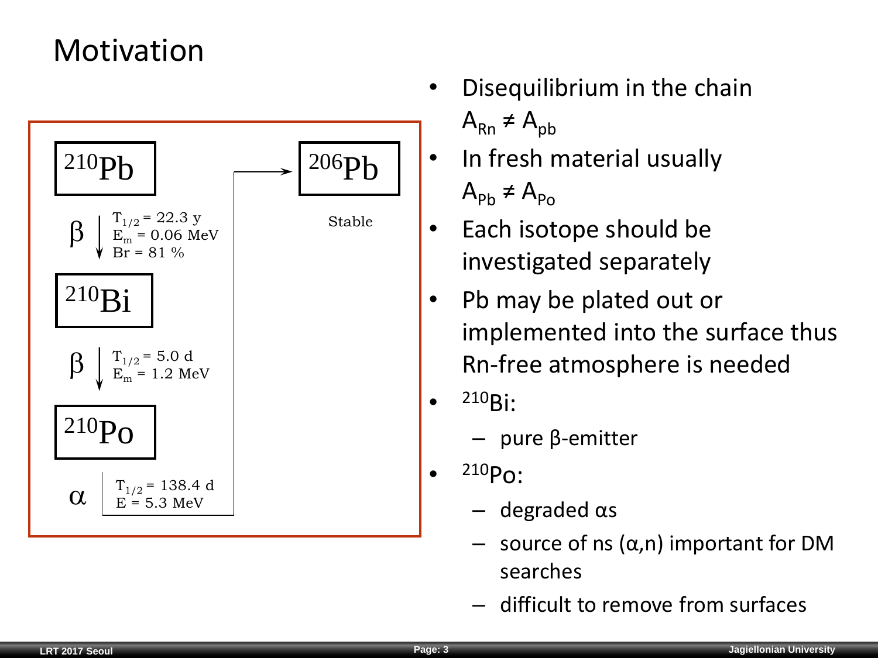# Motivation

$^{210}$Pb

$\beta$ — $T_{1/2}$ = 22.3 y, $E_m$ = 0.06 MeV, Br = 81 %

$^{210}$Bi

$\beta$ — $T_{1/2}$ = 5.0 d, $E_m$ = 1.2 MeV

$^{210}$Po

$\alpha$ — $T_{1/2}$ = 138.4 d, E = 5.3 MeV

$^{206}$Pb

Stable

- Disequilibrium in the chain $A_{Rn} \neq A_{pb}$
- In fresh material usually $A_{Pb} \neq A_{Po}$
- Each isotope should be investigated separately
- Pb may be plated out or implemented into the surface thus Rn-free atmosphere is needed
- $^{210}$Bi:
  - pure β-emitter
- $^{210}$Po:
  - degraded αs
  - source of ns (α,n) important for DM searches
  - difficult to remove from surfaces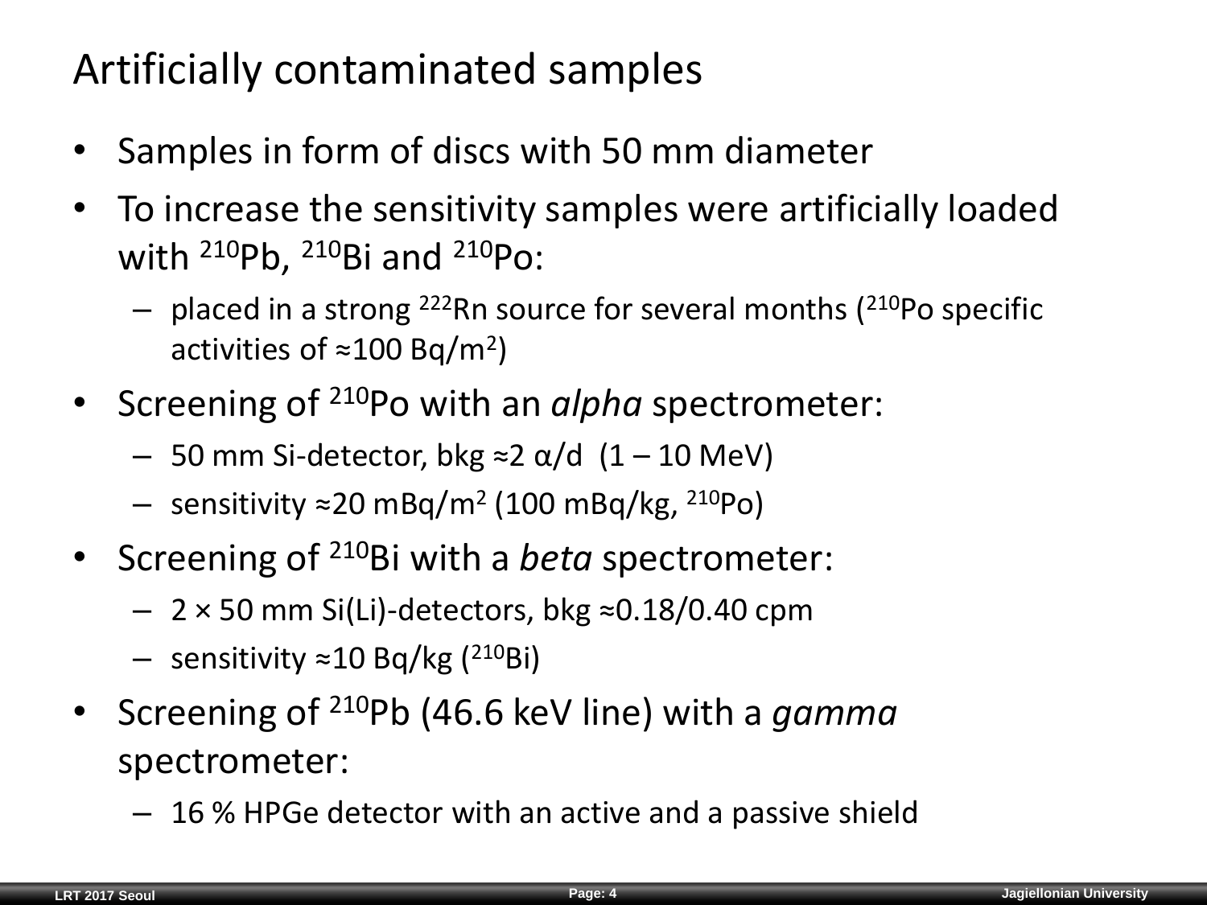# Artificially contaminated samples

- Samples in form of discs with 50 mm diameter
- To increase the sensitivity samples were artificially loaded with $^{210}$Pb, $^{210}$Bi and $^{210}$Po:
  - placed in a strong $^{222}$Rn source for several months ($^{210}$Po specific activities of ≈100 Bq/m$^2$)
- Screening of $^{210}$Po with an *alpha* spectrometer:
  - 50 mm Si-detector, bkg ≈2 $\alpha$/d (1 – 10 MeV)
  - sensitivity ≈20 mBq/m$^2$ (100 mBq/kg, $^{210}$Po)
- Screening of $^{210}$Bi with a *beta* spectrometer:
  - 2 × 50 mm Si(Li)-detectors, bkg ≈0.18/0.40 cpm
  - sensitivity ≈10 Bq/kg ($^{210}$Bi)
- Screening of $^{210}$Pb (46.6 keV line) with a *gamma* spectrometer:
  - 16 % HPGe detector with an active and a passive shield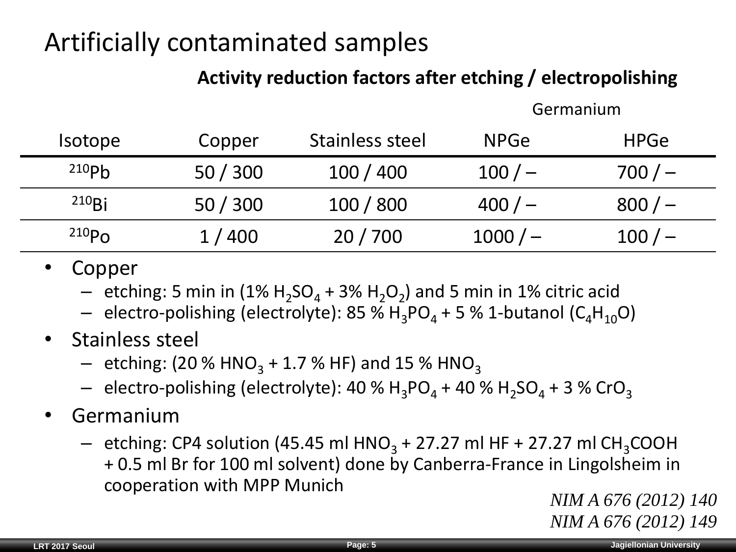# Artificially contaminated samples

**Activity reduction factors after etching / electropolishing**

| Isotope | Copper | Stainless steel | Germanium | |
|---|---|---|---|---|
| | | | NPGe | HPGe |
| $^{210}Pb$ | 50 / 300 | 100 / 400 | 100 / – | 700 / – |
| $^{210}Bi$ | 50 / 300 | 100 / 800 | 400 / – | 800 / – |
| $^{210}Po$ | 1 / 400 | 20 / 700 | 1000 / – | 100 / – |

- Copper
  - etching: 5 min in (1% $H_2SO_4$ + 3% $H_2O_2$) and 5 min in 1% citric acid
  - electro-polishing (electrolyte): 85 % $H_3PO_4$ + 5 % 1-butanol ($C_4H_{10}O$)
- Stainless steel
  - etching: (20 % $HNO_3$ + 1.7 % HF) and 15 % $HNO_3$
  - electro-polishing (electrolyte): 40 % $H_3PO_4$ + 40 % $H_2SO_4$ + 3 % $CrO_3$
- Germanium
  - etching: CP4 solution (45.45 ml $HNO_3$ + 27.27 ml HF + 27.27 ml $CH_3COOH$ + 0.5 ml Br for 100 ml solvent) done by Canberra-France in Lingolsheim in cooperation with MPP Munich

*NIM A 676 (2012) 140*
*NIM A 676 (2012) 149*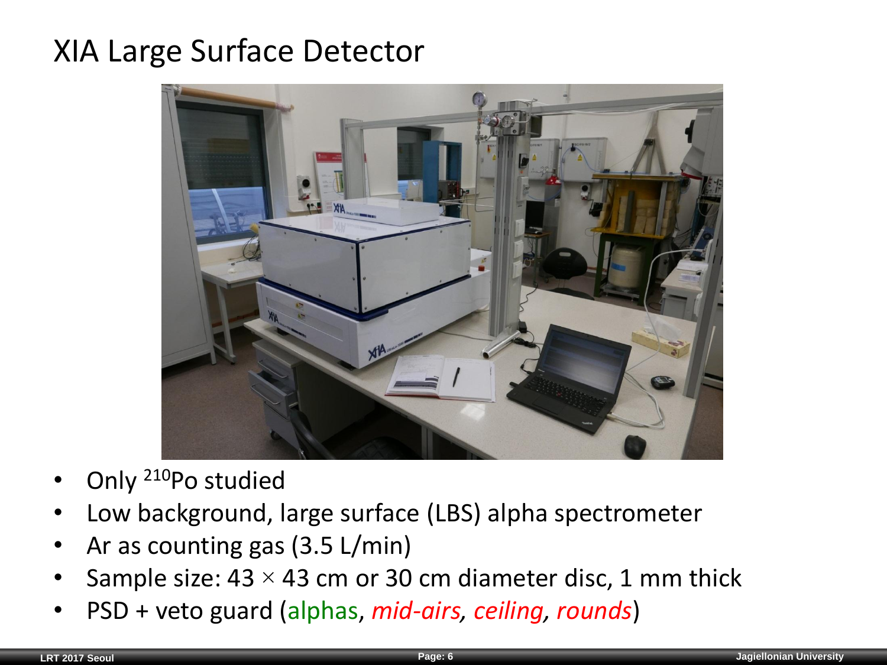# XIA Large Surface Detector

- Only $^{210}$Po studied
- Low background, large surface (LBS) alpha spectrometer
- Ar as counting gas (3.5 L/min)
- Sample size: 43 × 43 cm or 30 cm diameter disc, 1 mm thick
- PSD + veto guard (alphas, *mid-airs*, *ceiling*, *rounds*)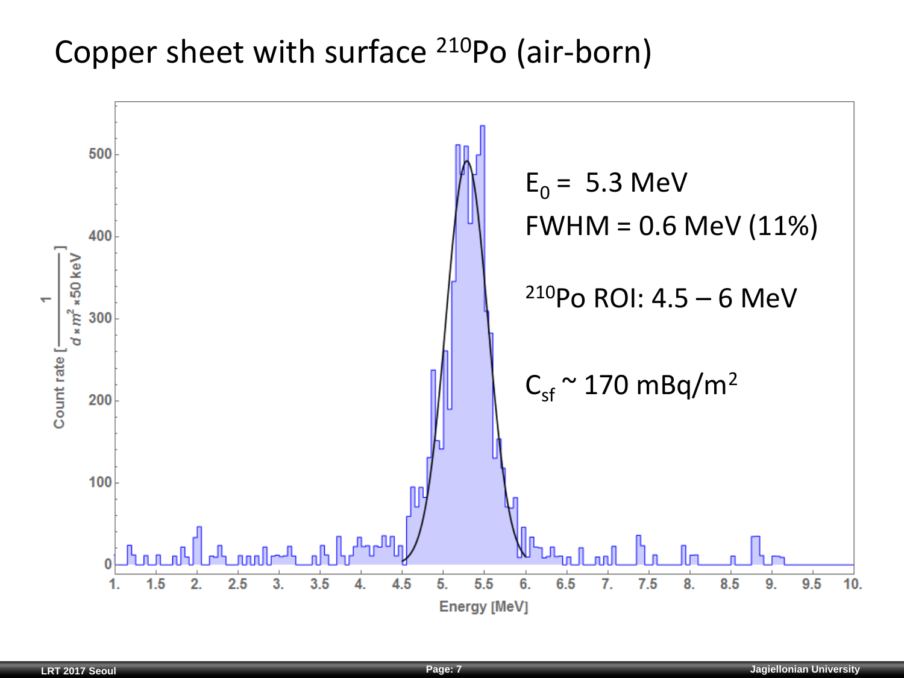# Copper sheet with surface $^{210}$Po (air-born)

$E_0$ = 5.3 MeV

FWHM = 0.6 MeV (11%)

$^{210}$Po ROI: 4.5 – 6 MeV

$C_{sf}$ ~ 170 mBq/m$^2$

Count rate [$\frac{1}{d \times m^2 \times 50\ \text{keV}}$]

Energy [MeV]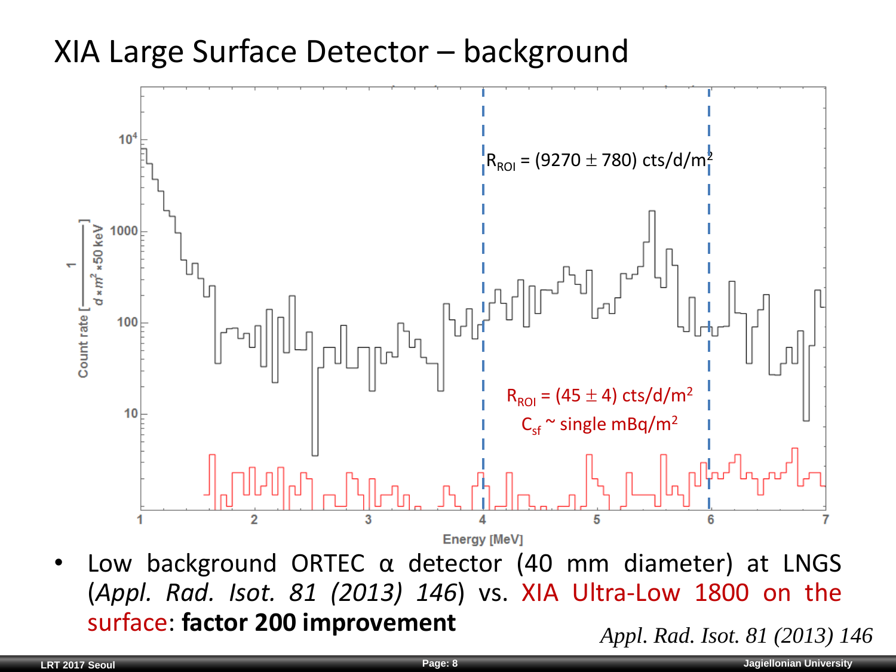# XIA Large Surface Detector – background

$R_{ROI}$ = (9270 ± 780) cts/d/m²

$R_{ROI}$ = (45 ± 4) cts/d/m²

$C_{sf}$ ~ single mBq/m²

Count rate $\left[\frac{1}{d \times m^2 \times 50\ \mathrm{keV}}\right]$

Energy [MeV]

- Low background ORTEC α detector (40 mm diameter) at LNGS (*Appl. Rad. Isot. 81 (2013) 146*) vs. XIA Ultra-Low 1800 on the surface: **factor 200 improvement**

*Appl. Rad. Isot. 81 (2013) 146*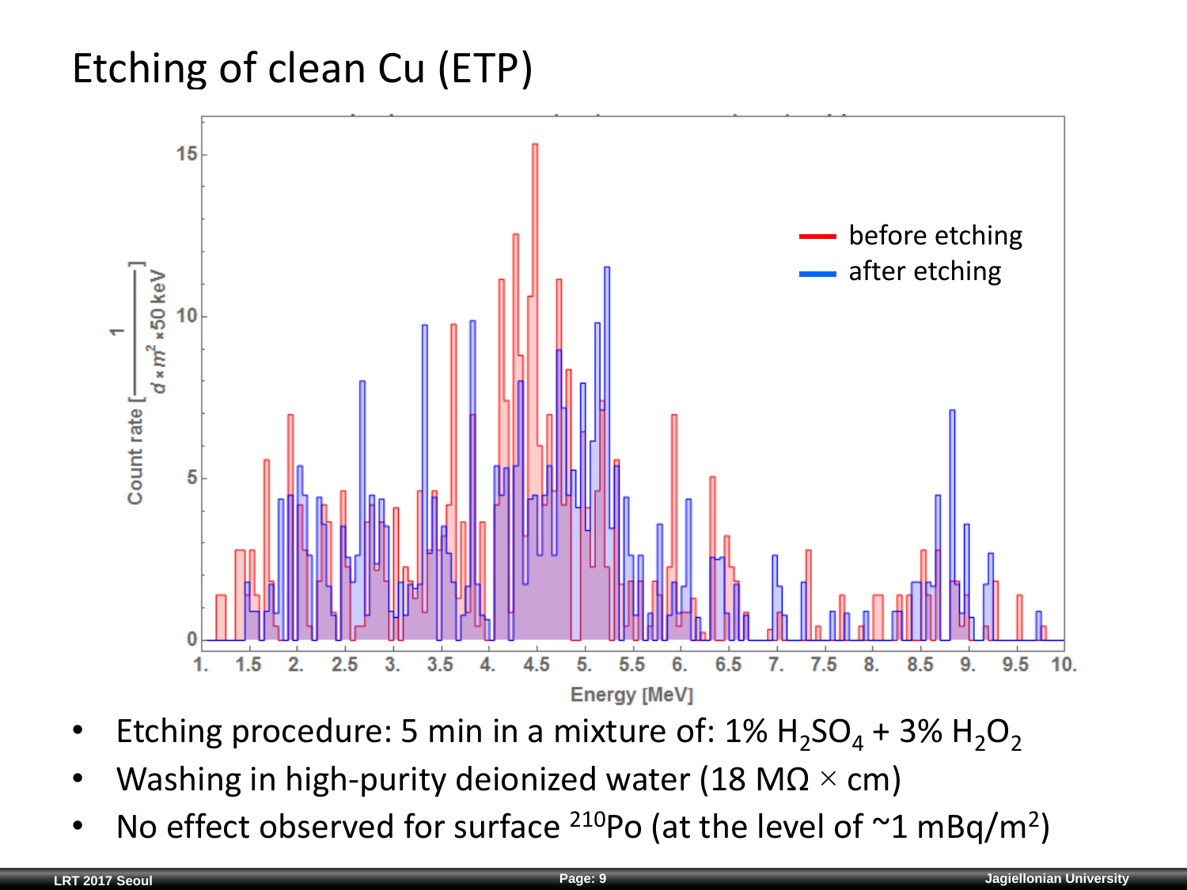# Etching of clean Cu (ETP)

- Etching procedure: 5 min in a mixture of: 1% $H_2SO_4$ + 3% $H_2O_2$
- Washing in high-purity deionized water (18 MΩ × cm)
- No effect observed for surface $^{210}$Po (at the level of ~1 mBq/m$^2$)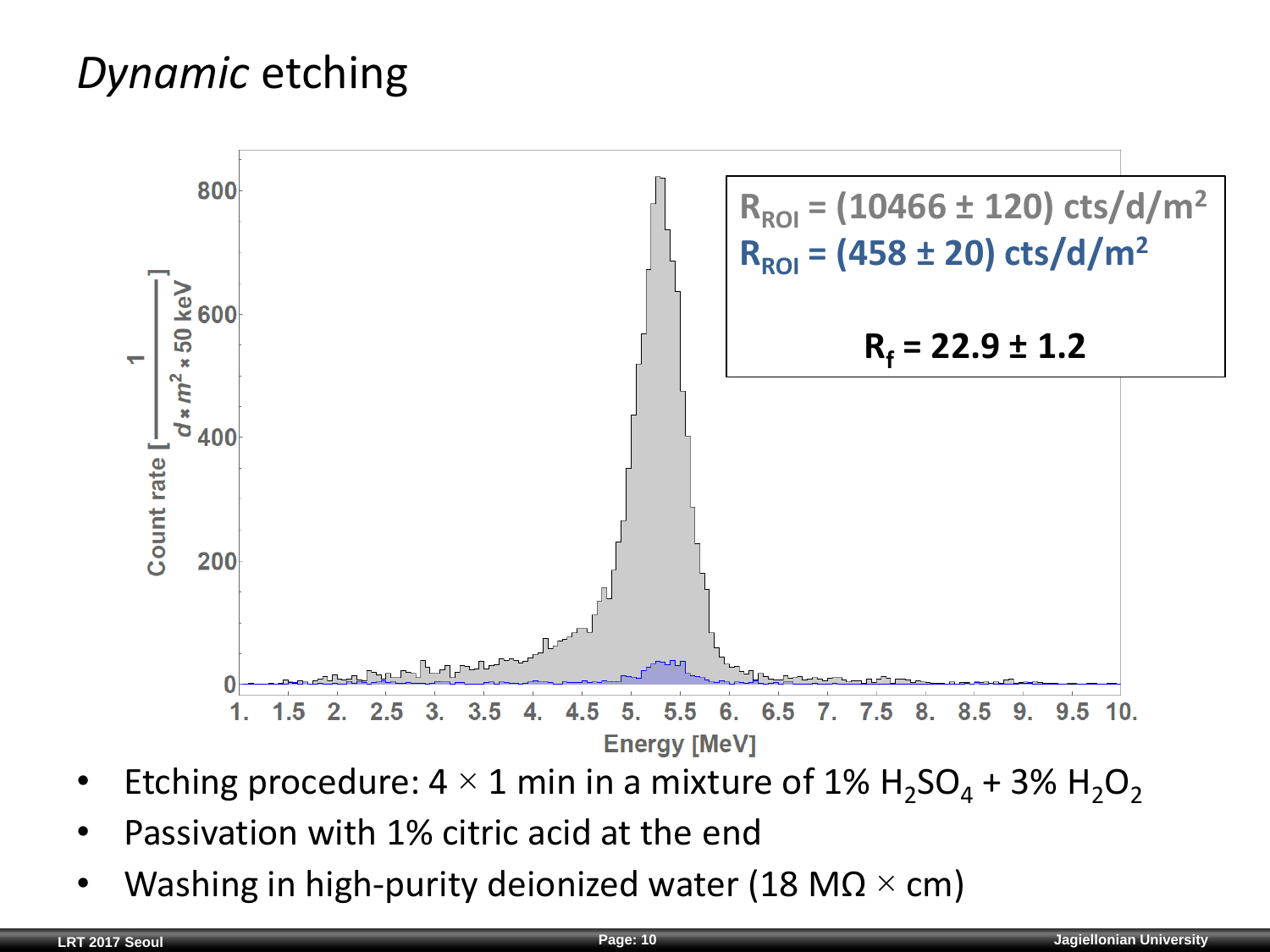# *Dynamic* etching

$R_{ROI}$ = (10466 ± 120) cts/d/m$^2$

$R_{ROI}$ = (458 ± 20) cts/d/m$^2$

$R_f$ = 22.9 ± 1.2

- Etching procedure: 4 × 1 min in a mixture of 1% $H_2SO_4$ + 3% $H_2O_2$
- Passivation with 1% citric acid at the end
- Washing in high-purity deionized water (18 MΩ × cm)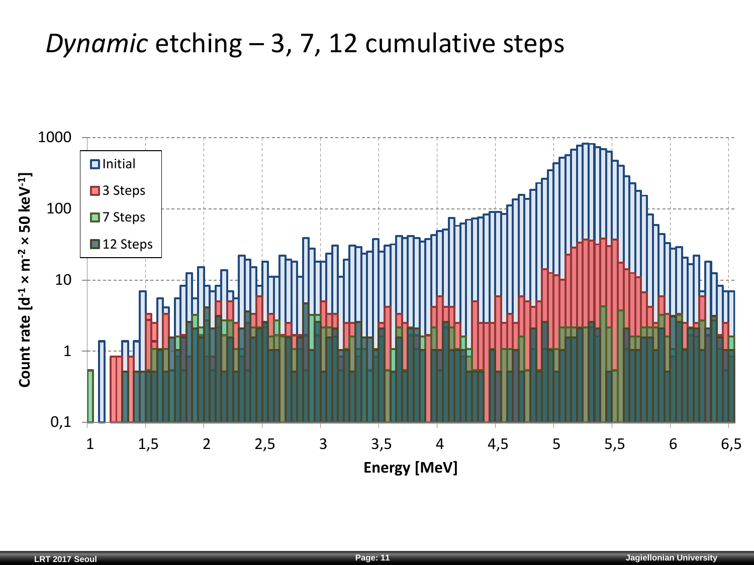# *Dynamic* etching – 3, 7, 12 cumulative steps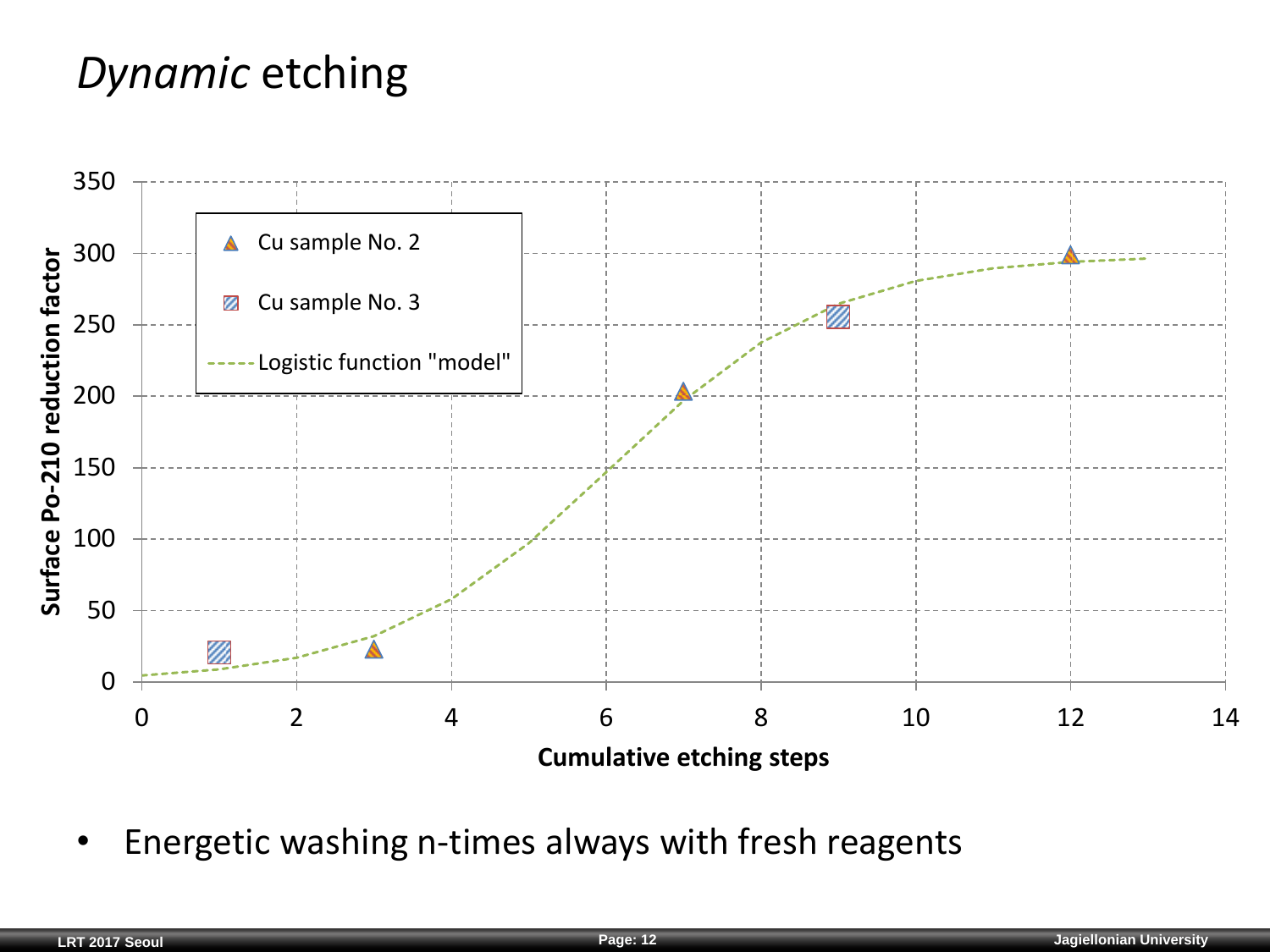# *Dynamic* etching

- Energetic washing n-times always with fresh reagents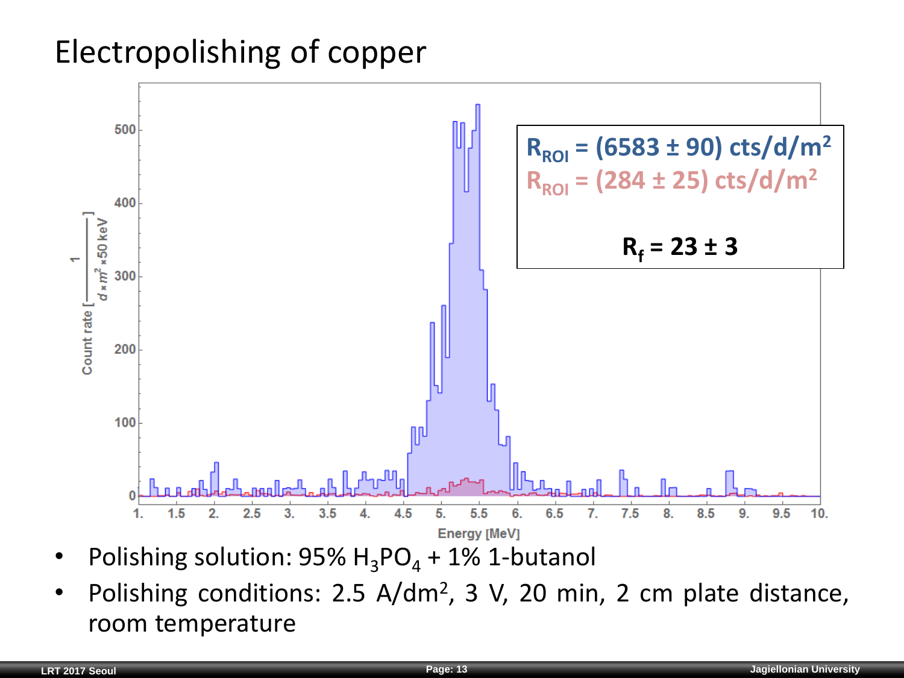# Electropolishing of copper

$R_{ROI}$ = (6583 ± 90) cts/d/m$^2$

$R_{ROI}$ = (284 ± 25) cts/d/m$^2$

$R_f$ = 23 ± 3

- Polishing solution: 95% $H_3PO_4$ + 1% 1-butanol
- Polishing conditions: 2.5 A/dm$^2$, 3 V, 20 min, 2 cm plate distance, room temperature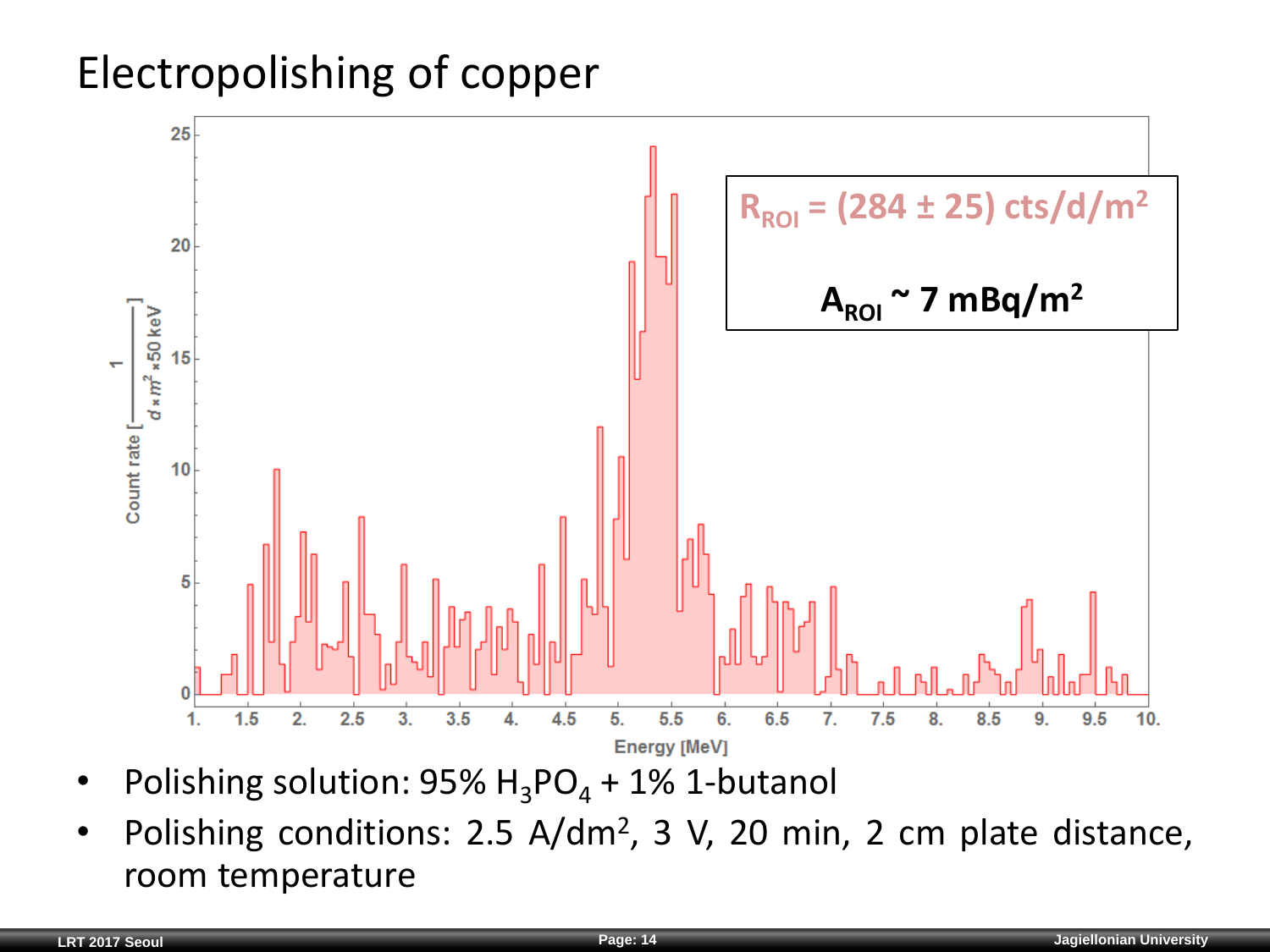# Electropolishing of copper

$R_{ROI}$ = (284 ± 25) cts/d/m$^2$

$A_{ROI}$ ~ 7 mBq/m$^2$

- Polishing solution: 95% $H_3PO_4$ + 1% 1-butanol
- Polishing conditions: 2.5 A/dm$^2$, 3 V, 20 min, 2 cm plate distance, room temperature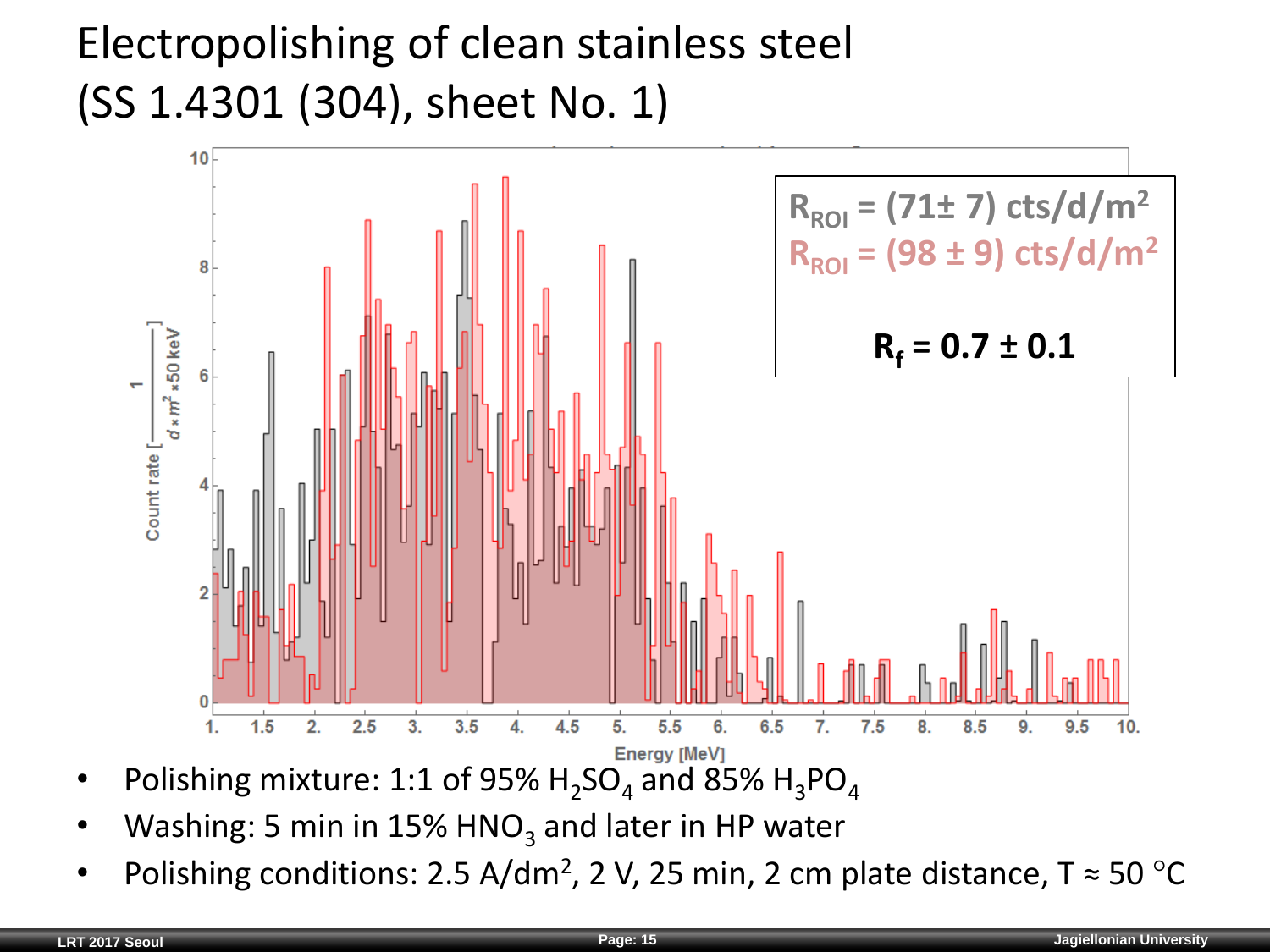# Electropolishing of clean stainless steel (SS 1.4301 (304), sheet No. 1)

Count rate $\left[\frac{1}{d \times m^2 \times 50\,\text{keV}}\right]$

Energy [MeV]

$R_{ROI}$ = (71± 7) cts/d/m²

$R_{ROI}$ = (98 ± 9) cts/d/m²

**$R_f$ = 0.7 ± 0.1**

- Polishing mixture: 1:1 of 95% $H_2SO_4$ and 85% $H_3PO_4$
- Washing: 5 min in 15% $HNO_3$ and later in HP water
- Polishing conditions: 2.5 A/dm², 2 V, 25 min, 2 cm plate distance, T ≈ 50 °C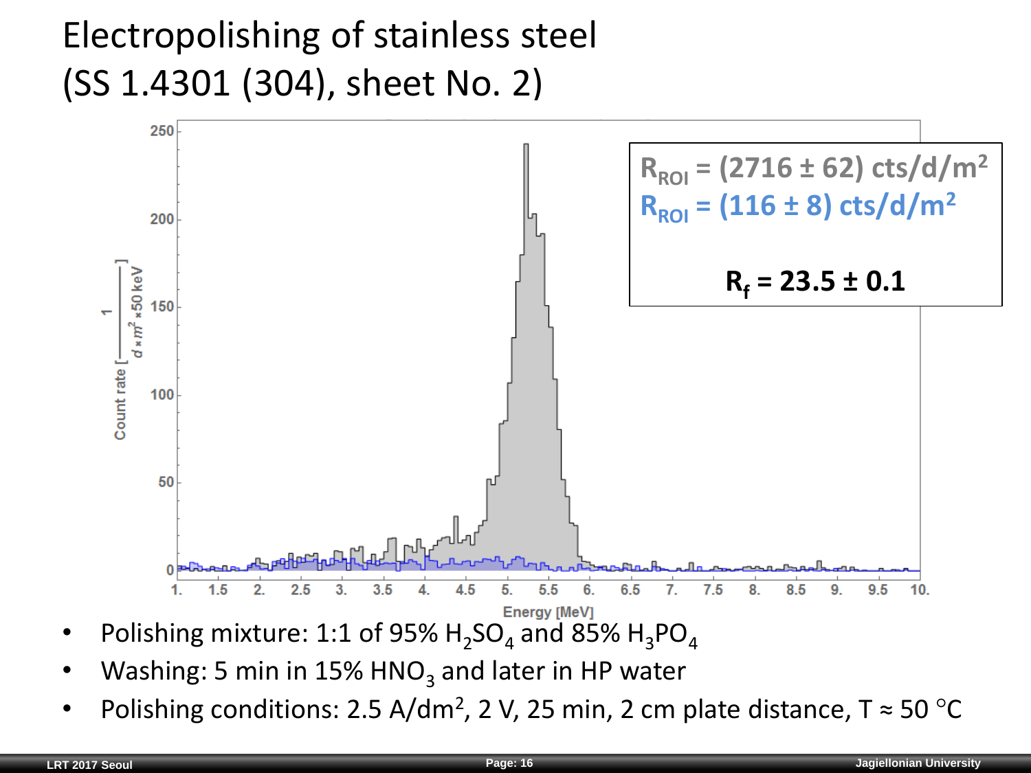# Electropolishing of stainless steel (SS 1.4301 (304), sheet No. 2)

$R_{ROI}$ = (2716 ± 62) cts/d/m²

$R_{ROI}$ = (116 ± 8) cts/d/m²

**$R_f$ = 23.5 ± 0.1**

- Polishing mixture: 1:1 of 95% $H_2SO_4$ and 85% $H_3PO_4$
- Washing: 5 min in 15% $HNO_3$ and later in HP water
- Polishing conditions: 2.5 A/dm², 2 V, 25 min, 2 cm plate distance, T ≈ 50 °C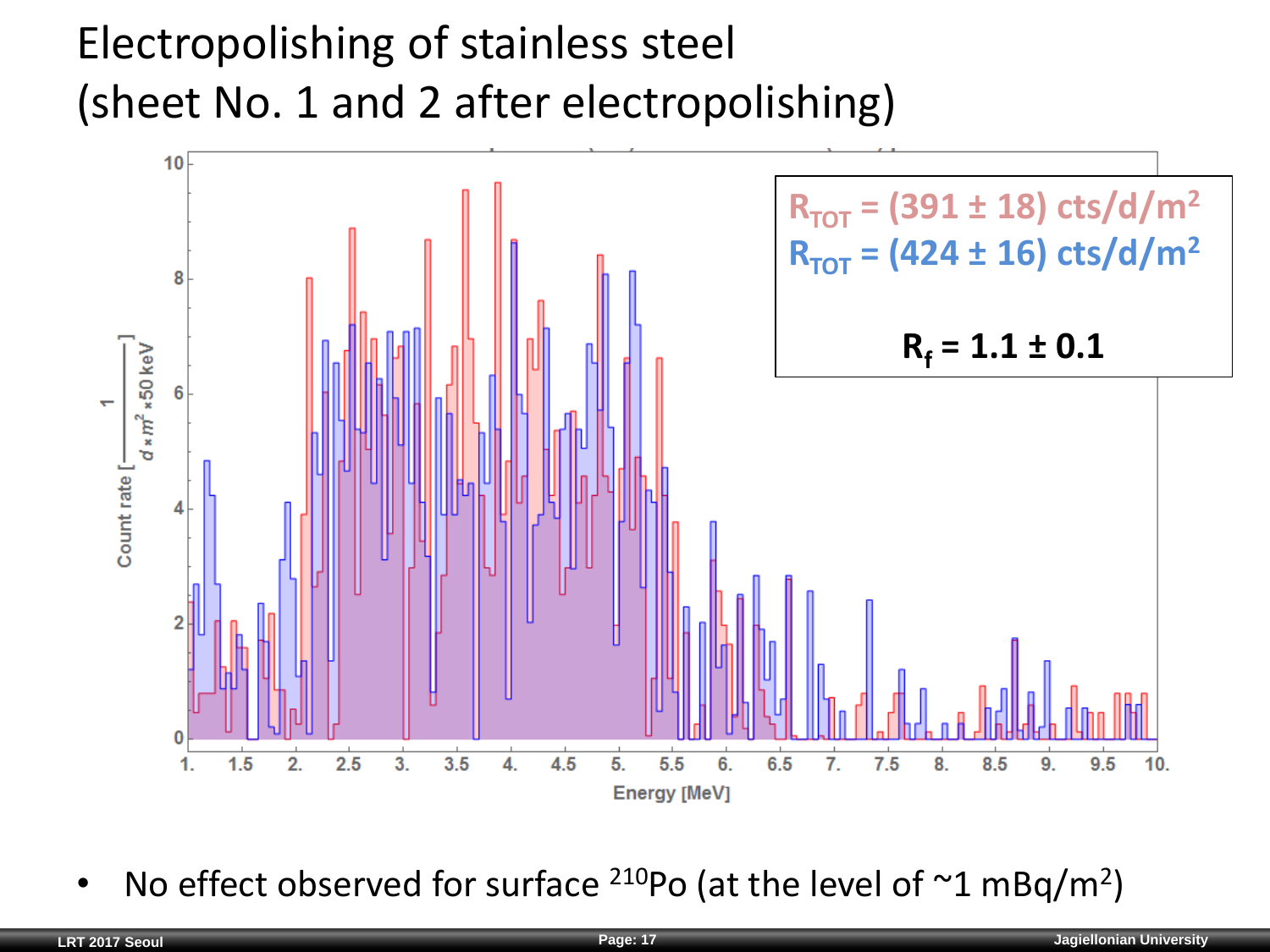# Electropolishing of stainless steel (sheet No. 1 and 2 after electropolishing)

$R_{TOT}$ = (391 ± 18) cts/d/m²

$R_{TOT}$ = (424 ± 16) cts/d/m²

**$R_f$ = 1.1 ± 0.1**

- No effect observed for surface $^{210}Po$ (at the level of ~1 mBq/m²)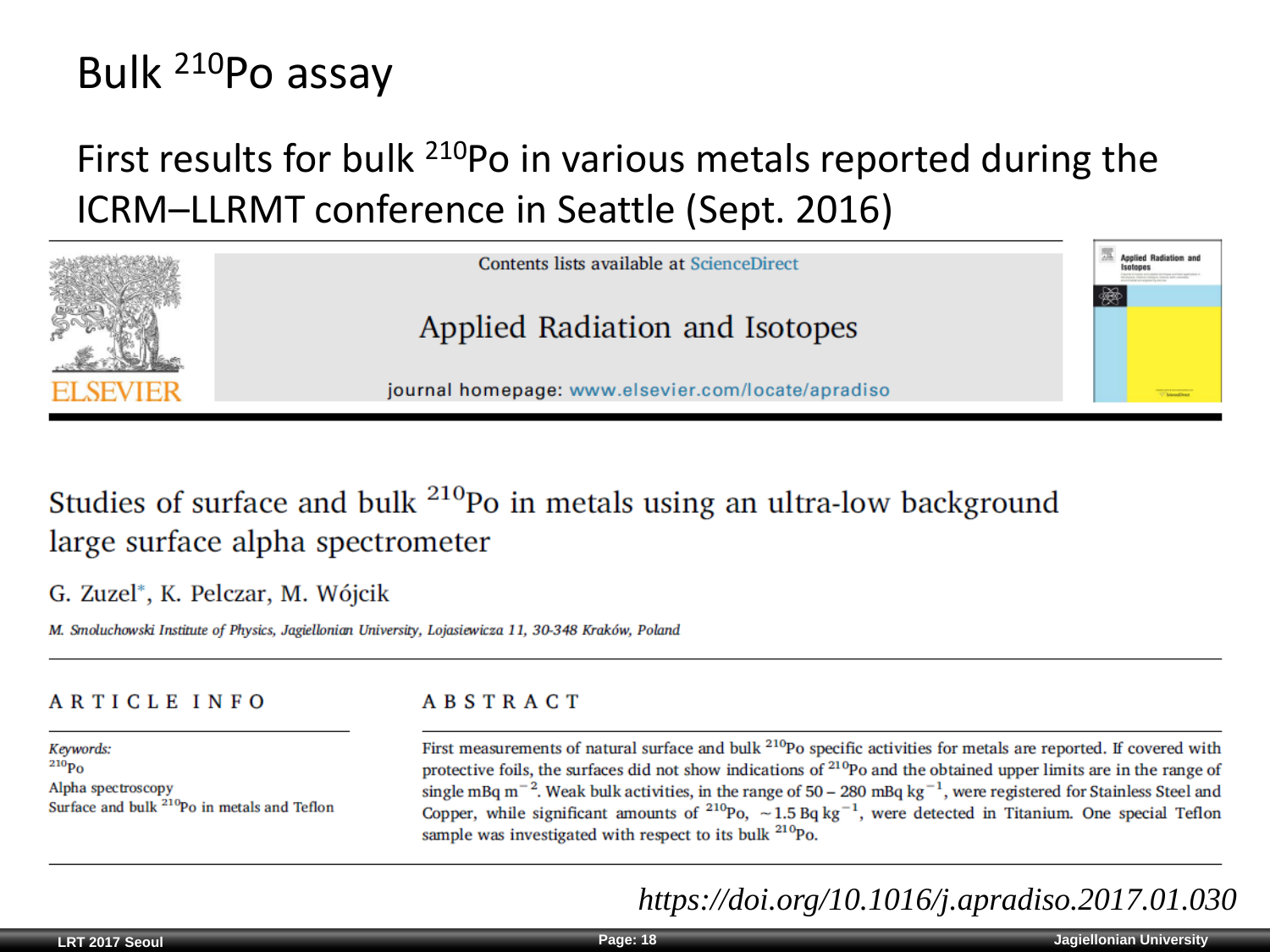# Bulk $^{210}$Po assay

First results for bulk $^{210}$Po in various metals reported during the ICRM–LLRMT conference in Seattle (Sept. 2016)

Contents lists available at ScienceDirect

**Applied Radiation and Isotopes**

journal homepage: www.elsevier.com/locate/apradiso

## Studies of surface and bulk $^{210}$Po in metals using an ultra-low background large surface alpha spectrometer

G. Zuzel*, K. Pelczar, M. Wójcik

*M. Smoluchowski Institute of Physics, Jagiellonian University, Lojasiewicza 11, 30-348 Kraków, Poland*

### ARTICLE INFO

*Keywords:*
$^{210}$Po
Alpha spectroscopy
Surface and bulk $^{210}$Po in metals and Teflon

### ABSTRACT

First measurements of natural surface and bulk $^{210}$Po specific activities for metals are reported. If covered with protective foils, the surfaces did not show indications of $^{210}$Po and the obtained upper limits are in the range of single mBq m$^{-2}$. Weak bulk activities, in the range of 50 – 280 mBq kg$^{-1}$, were registered for Stainless Steel and Copper, while significant amounts of $^{210}$Po, ~1.5 Bq kg$^{-1}$, were detected in Titanium. One special Teflon sample was investigated with respect to its bulk $^{210}$Po.

*https://doi.org/10.1016/j.apradiso.2017.01.030*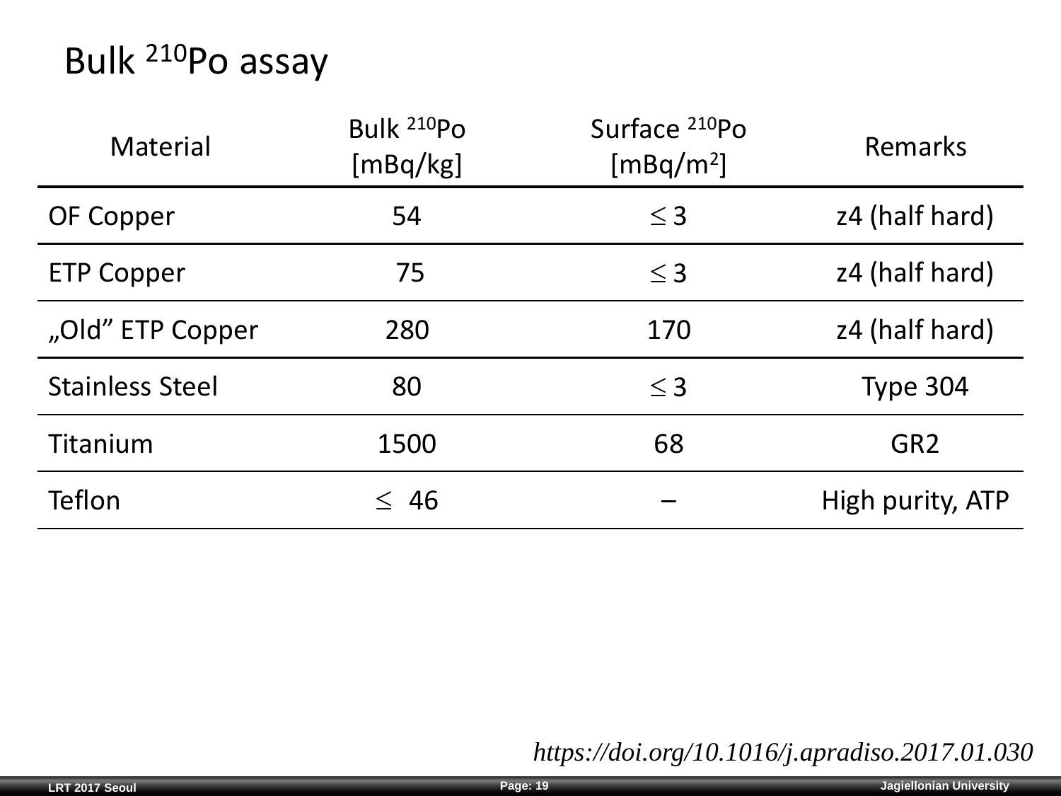# Bulk $^{210}$Po assay

| Material | Bulk $^{210}$Po [mBq/kg] | Surface $^{210}$Po [mBq/m$^2$] | Remarks |
|---|---|---|---|
| OF Copper | 54 | $\leq 3$ | z4 (half hard) |
| ETP Copper | 75 | $\leq 3$ | z4 (half hard) |
| „Old" ETP Copper | 280 | 170 | z4 (half hard) |
| Stainless Steel | 80 | $\leq 3$ | Type 304 |
| Titanium | 1500 | 68 | GR2 |
| Teflon | $\leq$ 46 | – | High purity, ATP |

*https://doi.org/10.1016/j.apradiso.2017.01.030*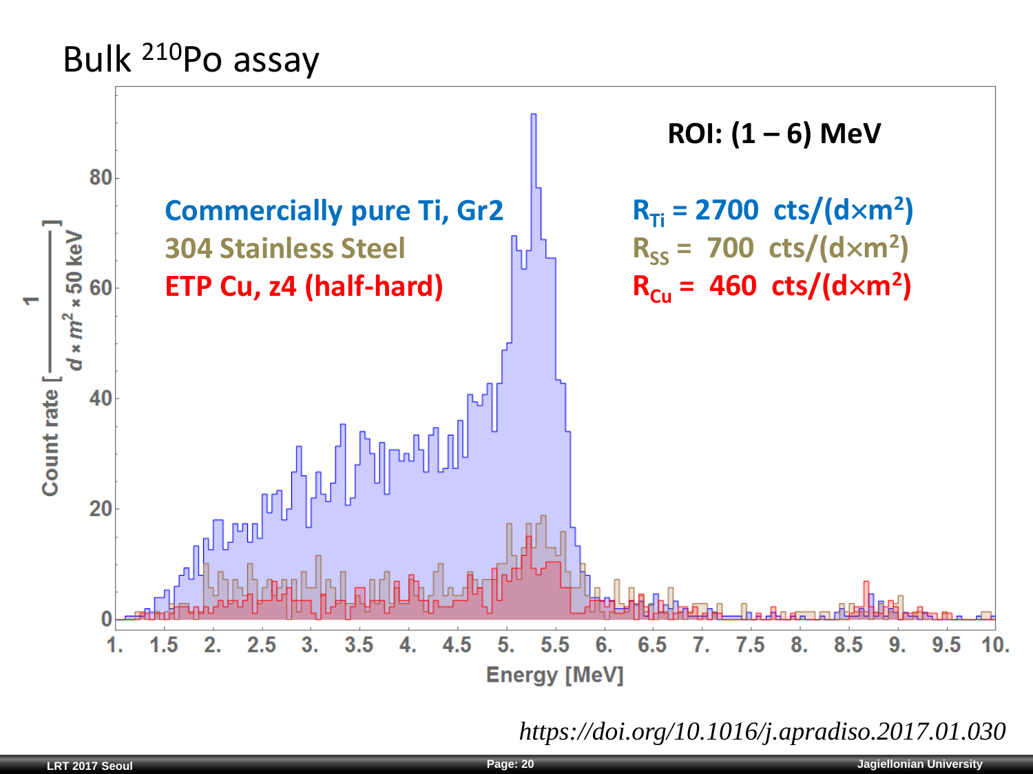# Bulk $^{210}$Po assay

ROI: (1 – 6) MeV

Commercially pure Ti, Gr2

304 Stainless Steel

ETP Cu, z4 (half-hard)

$R_{Ti}$ = 2700 cts/(d×m$^2$)

$R_{SS}$ = 700 cts/(d×m$^2$)

$R_{Cu}$ = 460 cts/(d×m$^2$)

Count rate $\left[\frac{1}{d \times m^2 \times 50\ keV}\right]$

Energy [MeV]

*https://doi.org/10.1016/j.apradiso.2017.01.030*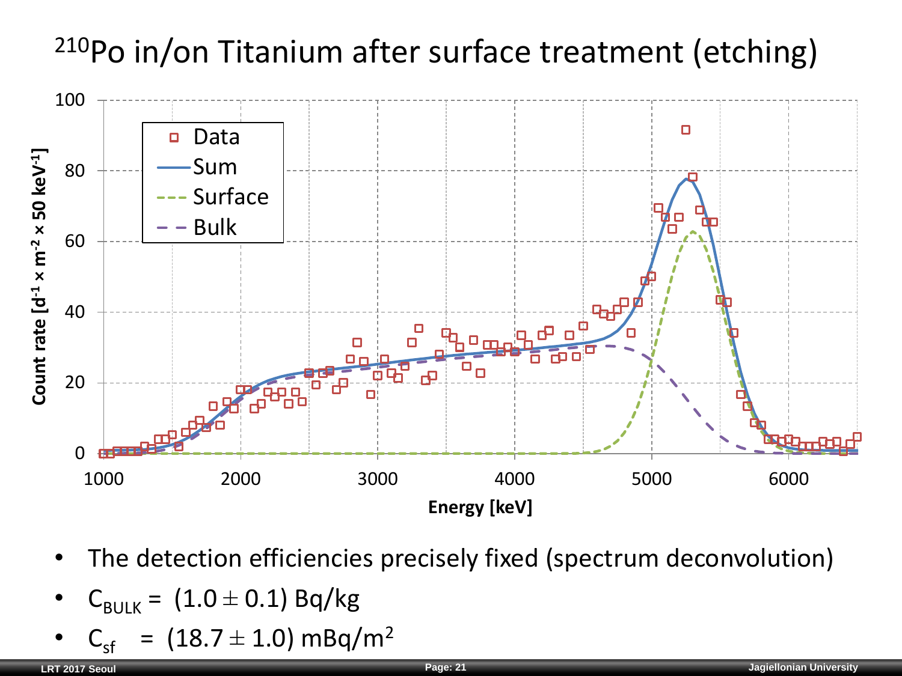# $^{210}$Po in/on Titanium after surface treatment (etching)

- The detection efficiencies precisely fixed (spectrum deconvolution)
- $C_{BULK}$ = $(1.0 \pm 0.1)$ Bq/kg
- $C_{sf}$ = $(18.7 \pm 1.0)$ mBq/m$^2$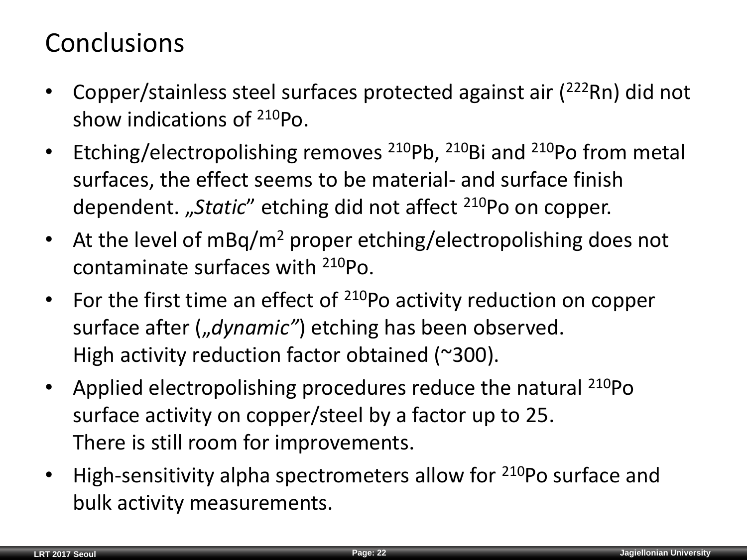# Conclusions

- Copper/stainless steel surfaces protected against air ($^{222}Rn$) did not show indications of $^{210}Po$.
- Etching/electropolishing removes $^{210}Pb$, $^{210}Bi$ and $^{210}Po$ from metal surfaces, the effect seems to be material- and surface finish dependent. „*Static*" etching did not affect $^{210}Po$ on copper.
- At the level of mBq/m$^2$ proper etching/electropolishing does not contaminate surfaces with $^{210}Po$.
- For the first time an effect of $^{210}Po$ activity reduction on copper surface after („*dynamic"*) etching has been observed. High activity reduction factor obtained (~300).
- Applied electropolishing procedures reduce the natural $^{210}Po$ surface activity on copper/steel by a factor up to 25. There is still room for improvements.
- High-sensitivity alpha spectrometers allow for $^{210}Po$ surface and bulk activity measurements.